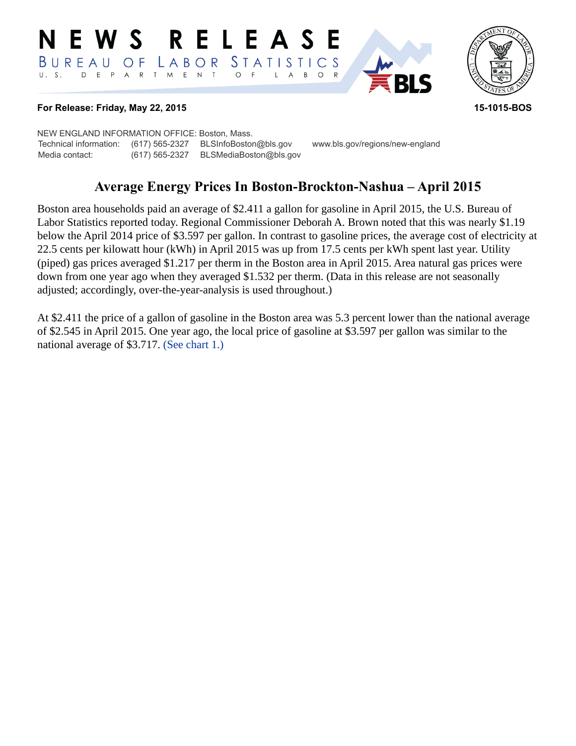# NEWS RELEASE

BUREAU OF LABOR STATISTICS

U. S. DEPARTMENT OF LABOR

**For Release: Friday, May 22, 2015** **15-1015-BOS**

NEW ENGLAND INFORMATION OFFICE: Boston, Mass.

| | | | |
|---|---|---|---|
| Technical information: | (617) 565-2327 | BLSInfoBoston@bls.gov | www.bls.gov/regions/new-england |
| Media contact: | (617) 565-2327 | BLSMediaBoston@bls.gov | |

## Average Energy Prices In Boston-Brockton-Nashua – April 2015

Boston area households paid an average of $2.411 a gallon for gasoline in April 2015, the U.S. Bureau of Labor Statistics reported today. Regional Commissioner Deborah A. Brown noted that this was nearly $1.19 below the April 2014 price of $3.597 per gallon. In contrast to gasoline prices, the average cost of electricity at 22.5 cents per kilowatt hour (kWh) in April 2015 was up from 17.5 cents per kWh spent last year. Utility (piped) gas prices averaged $1.217 per therm in the Boston area in April 2015. Area natural gas prices were down from one year ago when they averaged $1.532 per therm. (Data in this release are not seasonally adjusted; accordingly, over-the-year-analysis is used throughout.)

At $2.411 the price of a gallon of gasoline in the Boston area was 5.3 percent lower than the national average of $2.545 in April 2015. One year ago, the local price of gasoline at $3.597 per gallon was similar to the national average of $3.717. (See chart 1.)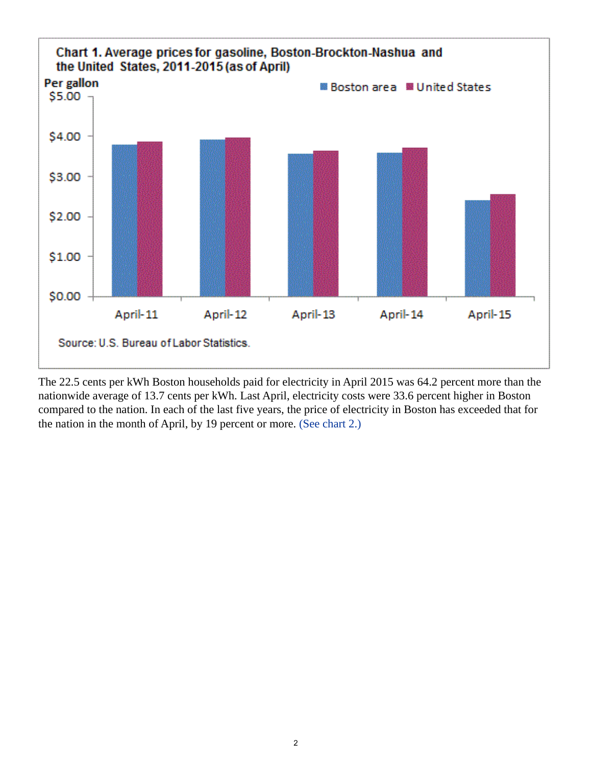Chart 1. Average prices for gasoline, Boston-Brockton-Nashua and the United States, 2011-2015 (as of April)

Per gallon

Boston area
United States

$5.00
$4.00
$3.00
$2.00
$1.00
$0.00

April-11
April-12
April-13
April-14
April-15

Source: U.S. Bureau of Labor Statistics.

The 22.5 cents per kWh Boston households paid for electricity in April 2015 was 64.2 percent more than the nationwide average of 13.7 cents per kWh. Last April, electricity costs were 33.6 percent higher in Boston compared to the nation. In each of the last five years, the price of electricity in Boston has exceeded that for the nation in the month of April, by 19 percent or more. (See chart 2.)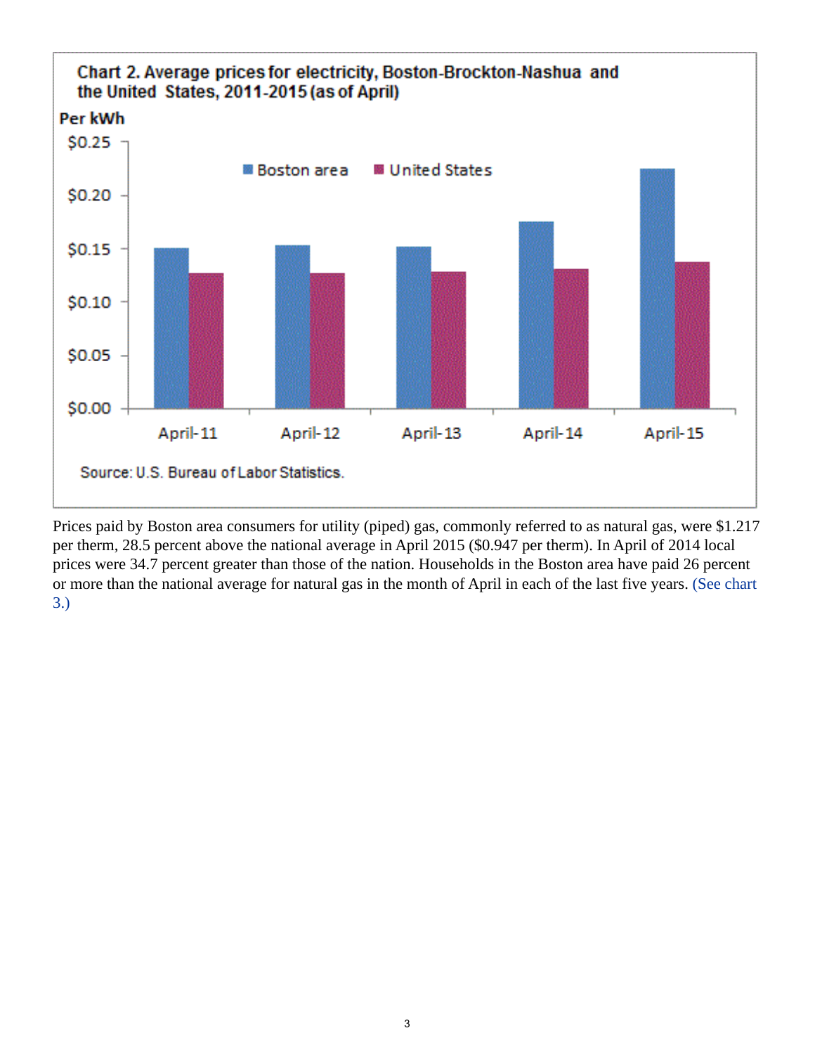Chart 2. Average prices for electricity, Boston-Brockton-Nashua and the United States, 2011-2015 (as of April)

Per kWh

$0.25
$0.20
$0.15
$0.10
$0.05
$0.00

Boston area
United States

April-11
April-12
April-13
April-14
April-15

Source: U.S. Bureau of Labor Statistics.

Prices paid by Boston area consumers for utility (piped) gas, commonly referred to as natural gas, were $1.217 per therm, 28.5 percent above the national average in April 2015 ($0.947 per therm). In April of 2014 local prices were 34.7 percent greater than those of the nation. Households in the Boston area have paid 26 percent or more than the national average for natural gas in the month of April in each of the last five years. (See chart 3.)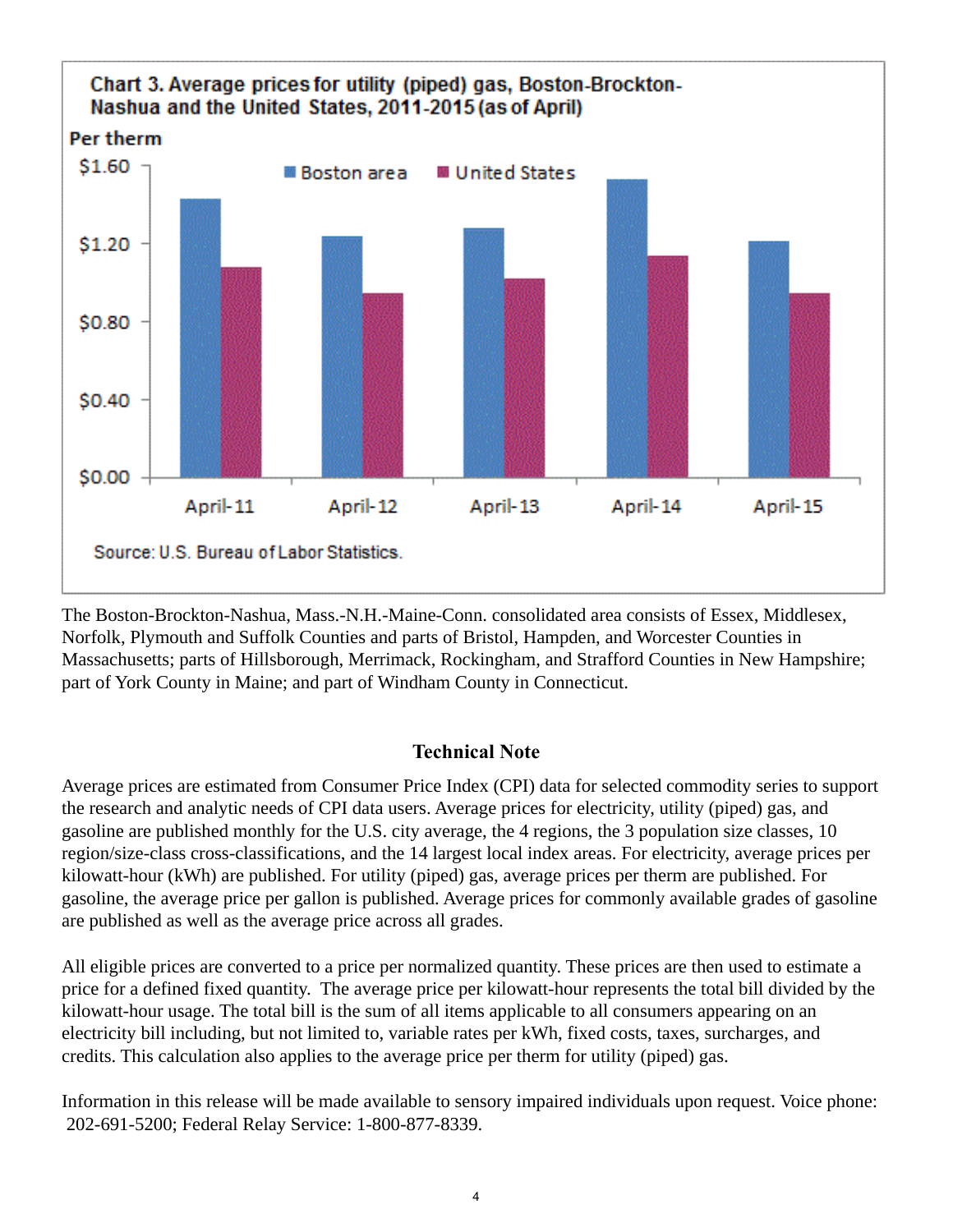Chart 3. Average prices for utility (piped) gas, Boston-Brockton-Nashua and the United States, 2011-2015 (as of April)

Per therm

$1.60

$1.20

$0.80

$0.40

$0.00

Boston area

United States

April-11

April-12

April-13

April-14

April-15

Source: U.S. Bureau of Labor Statistics.

The Boston-Brockton-Nashua, Mass.-N.H.-Maine-Conn. consolidated area consists of Essex, Middlesex, Norfolk, Plymouth and Suffolk Counties and parts of Bristol, Hampden, and Worcester Counties in Massachusetts; parts of Hillsborough, Merrimack, Rockingham, and Strafford Counties in New Hampshire; part of York County in Maine; and part of Windham County in Connecticut.

## Technical Note

Average prices are estimated from Consumer Price Index (CPI) data for selected commodity series to support the research and analytic needs of CPI data users. Average prices for electricity, utility (piped) gas, and gasoline are published monthly for the U.S. city average, the 4 regions, the 3 population size classes, 10 region/size-class cross-classifications, and the 14 largest local index areas. For electricity, average prices per kilowatt-hour (kWh) are published. For utility (piped) gas, average prices per therm are published. For gasoline, the average price per gallon is published. Average prices for commonly available grades of gasoline are published as well as the average price across all grades.

All eligible prices are converted to a price per normalized quantity. These prices are then used to estimate a price for a defined fixed quantity. The average price per kilowatt-hour represents the total bill divided by the kilowatt-hour usage. The total bill is the sum of all items applicable to all consumers appearing on an electricity bill including, but not limited to, variable rates per kWh, fixed costs, taxes, surcharges, and credits. This calculation also applies to the average price per therm for utility (piped) gas.

Information in this release will be made available to sensory impaired individuals upon request. Voice phone: 202-691-5200; Federal Relay Service: 1-800-877-8339.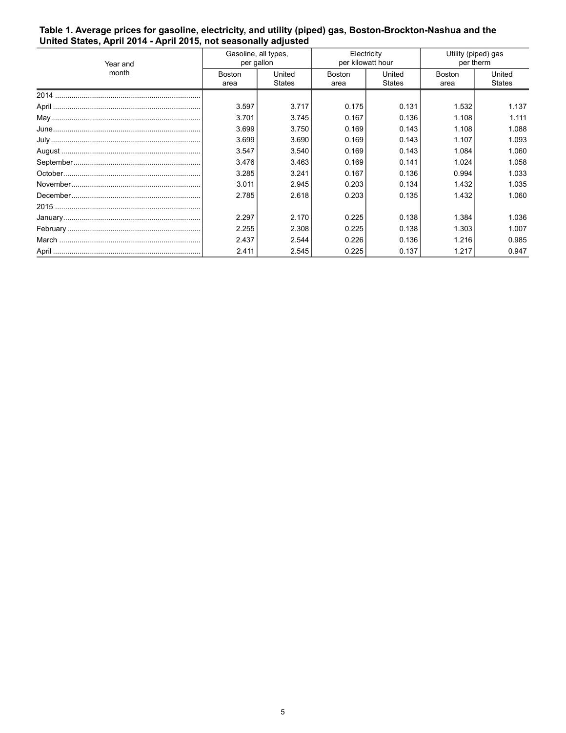**Table 1. Average prices for gasoline, electricity, and utility (piped) gas, Boston-Brockton-Nashua and the United States, April 2014 - April 2015, not seasonally adjusted**

| Year and month | Gasoline, all types, per gallon | | Electricity per kilowatt hour | | Utility (piped) gas per therm | |
|---|---|---|---|---|---|---|
| | Boston area | United States | Boston area | United States | Boston area | United States |
| 2014 | | | | | | |
| April | 3.597 | 3.717 | 0.175 | 0.131 | 1.532 | 1.137 |
| May | 3.701 | 3.745 | 0.167 | 0.136 | 1.108 | 1.111 |
| June | 3.699 | 3.750 | 0.169 | 0.143 | 1.108 | 1.088 |
| July | 3.699 | 3.690 | 0.169 | 0.143 | 1.107 | 1.093 |
| August | 3.547 | 3.540 | 0.169 | 0.143 | 1.084 | 1.060 |
| September | 3.476 | 3.463 | 0.169 | 0.141 | 1.024 | 1.058 |
| October | 3.285 | 3.241 | 0.167 | 0.136 | 0.994 | 1.033 |
| November | 3.011 | 2.945 | 0.203 | 0.134 | 1.432 | 1.035 |
| December | 2.785 | 2.618 | 0.203 | 0.135 | 1.432 | 1.060 |
| 2015 | | | | | | |
| January | 2.297 | 2.170 | 0.225 | 0.138 | 1.384 | 1.036 |
| February | 2.255 | 2.308 | 0.225 | 0.138 | 1.303 | 1.007 |
| March | 2.437 | 2.544 | 0.226 | 0.136 | 1.216 | 0.985 |
| April | 2.411 | 2.545 | 0.225 | 0.137 | 1.217 | 0.947 |